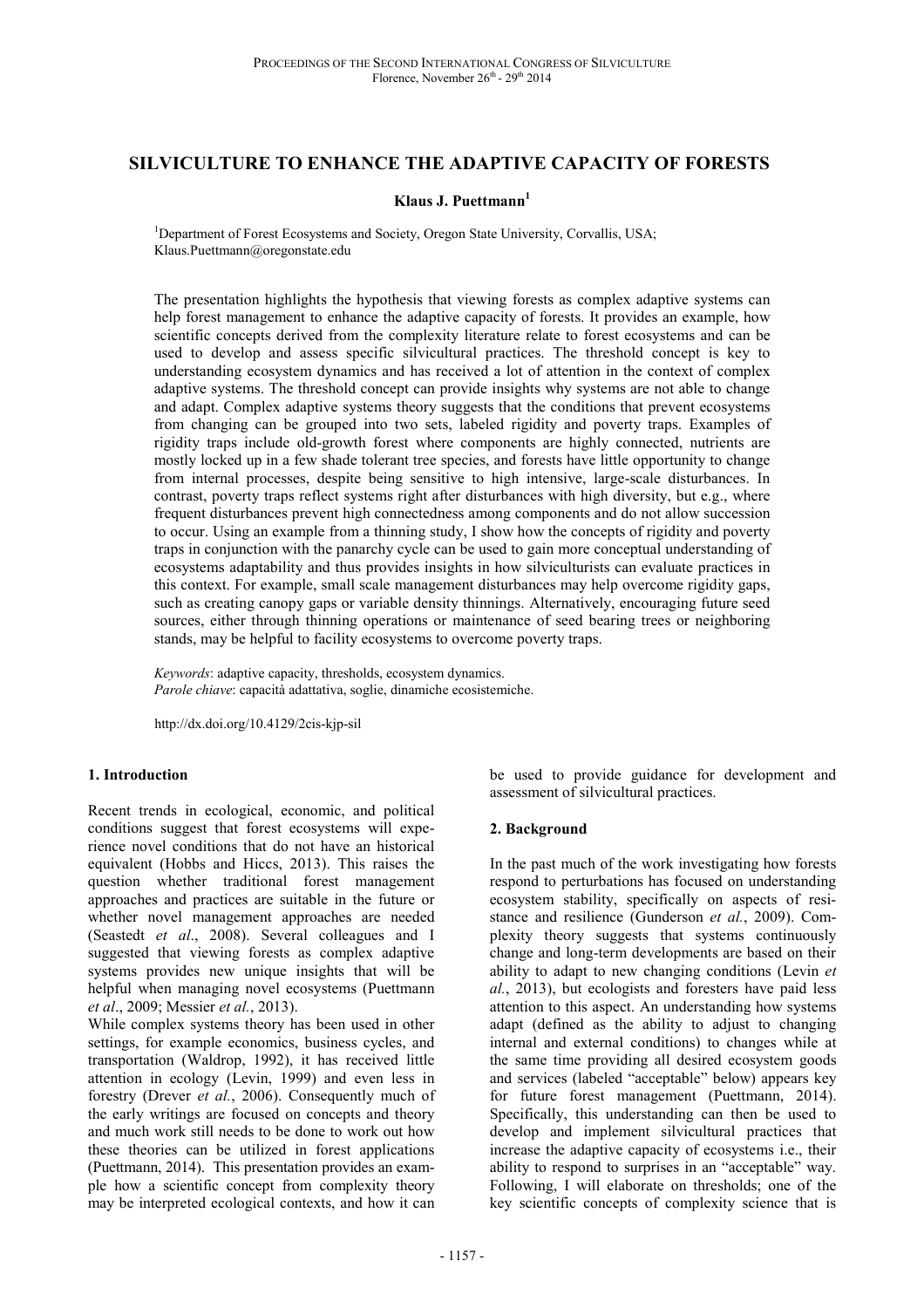# SILVICULTURE TO ENHANCE THE ADAPTIVE CAPACITY OF FORESTS

**Klaus J. Puettmann**[1]

[1]Department of Forest Ecosystems and Society, Oregon State University, Corvallis, USA; Klaus.Puettmann@oregonstate.edu

The presentation highlights the hypothesis that viewing forests as complex adaptive systems can help forest management to enhance the adaptive capacity of forests. It provides an example, how scientific concepts derived from the complexity literature relate to forest ecosystems and can be used to develop and assess specific silvicultural practices. The threshold concept is key to understanding ecosystem dynamics and has received a lot of attention in the context of complex adaptive systems. The threshold concept can provide insights why systems are not able to change and adapt. Complex adaptive systems theory suggests that the conditions that prevent ecosystems from changing can be grouped into two sets, labeled rigidity and poverty traps. Examples of rigidity traps include old-growth forest where components are highly connected, nutrients are mostly locked up in a few shade tolerant tree species, and forests have little opportunity to change from internal processes, despite being sensitive to high intensive, large-scale disturbances. In contrast, poverty traps reflect systems right after disturbances with high diversity, but e.g., where frequent disturbances prevent high connectedness among components and do not allow succession to occur. Using an example from a thinning study, I show how the concepts of rigidity and poverty traps in conjunction with the panarchy cycle can be used to gain more conceptual understanding of ecosystems adaptability and thus provides insights in how silviculturists can evaluate practices in this context. For example, small scale management disturbances may help overcome rigidity gaps, such as creating canopy gaps or variable density thinnings. Alternatively, encouraging future seed sources, either through thinning operations or maintenance of seed bearing trees or neighboring stands, may be helpful to facility ecosystems to overcome poverty traps.

*Keywords*: adaptive capacity, thresholds, ecosystem dynamics.
*Parole chiave*: capacità adattativa, soglie, dinamiche ecosistemiche.

http://dx.doi.org/10.4129/2cis-kjp-sil

## 1. Introduction

Recent trends in ecological, economic, and political conditions suggest that forest ecosystems will experience novel conditions that do not have an historical equivalent (Hobbs and Hiccs, 2013). This raises the question whether traditional forest management approaches and practices are suitable in the future or whether novel management approaches are needed (Seastedt *et al*., 2008). Several colleagues and I suggested that viewing forests as complex adaptive systems provides new unique insights that will be helpful when managing novel ecosystems (Puettmann *et al*., 2009; Messier *et al.*, 2013).

While complex systems theory has been used in other settings, for example economics, business cycles, and transportation (Waldrop, 1992), it has received little attention in ecology (Levin, 1999) and even less in forestry (Drever *et al.*, 2006). Consequently much of the early writings are focused on concepts and theory and much work still needs to be done to work out how these theories can be utilized in forest applications (Puettmann, 2014). This presentation provides an example how a scientific concept from complexity theory may be interpreted ecological contexts, and how it can be used to provide guidance for development and assessment of silvicultural practices.

## 2. Background

In the past much of the work investigating how forests respond to perturbations has focused on understanding ecosystem stability, specifically on aspects of resistance and resilience (Gunderson *et al.*, 2009). Complexity theory suggests that systems continuously change and long-term developments are based on their ability to adapt to new changing conditions (Levin *et al.*, 2013), but ecologists and foresters have paid less attention to this aspect. An understanding how systems adapt (defined as the ability to adjust to changing internal and external conditions) to changes while at the same time providing all desired ecosystem goods and services (labeled "acceptable" below) appears key for future forest management (Puettmann, 2014). Specifically, this understanding can then be used to develop and implement silvicultural practices that increase the adaptive capacity of ecosystems i.e., their ability to respond to surprises in an "acceptable" way. Following, I will elaborate on thresholds; one of the key scientific concepts of complexity science that is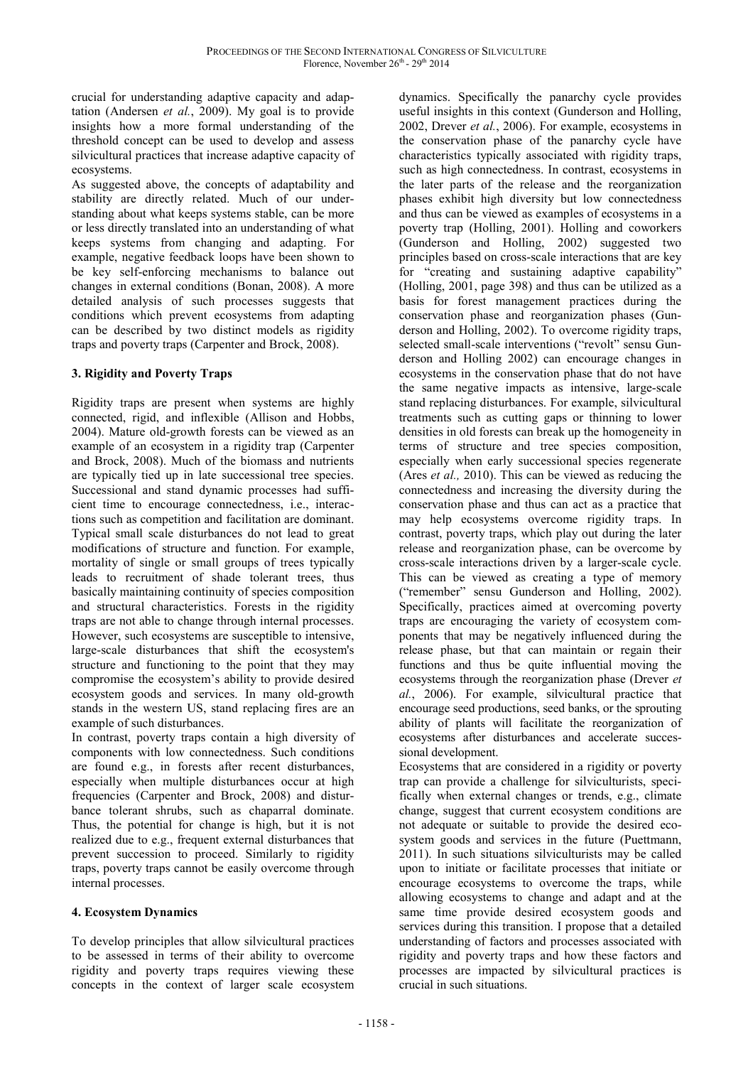crucial for understanding adaptive capacity and adaptation (Andersen *et al.*, 2009). My goal is to provide insights how a more formal understanding of the threshold concept can be used to develop and assess silvicultural practices that increase adaptive capacity of ecosystems.

As suggested above, the concepts of adaptability and stability are directly related. Much of our understanding about what keeps systems stable, can be more or less directly translated into an understanding of what keeps systems from changing and adapting. For example, negative feedback loops have been shown to be key self-enforcing mechanisms to balance out changes in external conditions (Bonan, 2008). A more detailed analysis of such processes suggests that conditions which prevent ecosystems from adapting can be described by two distinct models as rigidity traps and poverty traps (Carpenter and Brock, 2008).

### 3. Rigidity and Poverty Traps

Rigidity traps are present when systems are highly connected, rigid, and inflexible (Allison and Hobbs, 2004). Mature old-growth forests can be viewed as an example of an ecosystem in a rigidity trap (Carpenter and Brock, 2008). Much of the biomass and nutrients are typically tied up in late successional tree species. Successional and stand dynamic processes had sufficient time to encourage connectedness, i.e., interactions such as competition and facilitation are dominant. Typical small scale disturbances do not lead to great modifications of structure and function. For example, mortality of single or small groups of trees typically leads to recruitment of shade tolerant trees, thus basically maintaining continuity of species composition and structural characteristics. Forests in the rigidity traps are not able to change through internal processes. However, such ecosystems are susceptible to intensive, large-scale disturbances that shift the ecosystem's structure and functioning to the point that they may compromise the ecosystem's ability to provide desired ecosystem goods and services. In many old-growth stands in the western US, stand replacing fires are an example of such disturbances.

In contrast, poverty traps contain a high diversity of components with low connectedness. Such conditions are found e.g., in forests after recent disturbances, especially when multiple disturbances occur at high frequencies (Carpenter and Brock, 2008) and disturbance tolerant shrubs, such as chaparral dominate. Thus, the potential for change is high, but it is not realized due to e.g., frequent external disturbances that prevent succession to proceed. Similarly to rigidity traps, poverty traps cannot be easily overcome through internal processes.

### 4. Ecosystem Dynamics

To develop principles that allow silvicultural practices to be assessed in terms of their ability to overcome rigidity and poverty traps requires viewing these concepts in the context of larger scale ecosystem dynamics. Specifically the panarchy cycle provides useful insights in this context (Gunderson and Holling, 2002, Drever *et al.*, 2006). For example, ecosystems in the conservation phase of the panarchy cycle have characteristics typically associated with rigidity traps, such as high connectedness. In contrast, ecosystems in the later parts of the release and the reorganization phases exhibit high diversity but low connectedness and thus can be viewed as examples of ecosystems in a poverty trap (Holling, 2001). Holling and coworkers (Gunderson and Holling, 2002) suggested two principles based on cross-scale interactions that are key for "creating and sustaining adaptive capability" (Holling, 2001, page 398) and thus can be utilized as a basis for forest management practices during the conservation phase and reorganization phases (Gunderson and Holling, 2002). To overcome rigidity traps, selected small-scale interventions ("revolt" sensu Gunderson and Holling 2002) can encourage changes in ecosystems in the conservation phase that do not have the same negative impacts as intensive, large-scale stand replacing disturbances. For example, silvicultural treatments such as cutting gaps or thinning to lower densities in old forests can break up the homogeneity in terms of structure and tree species composition, especially when early successional species regenerate (Ares *et al.,* 2010). This can be viewed as reducing the connectedness and increasing the diversity during the conservation phase and thus can act as a practice that may help ecosystems overcome rigidity traps. In contrast, poverty traps, which play out during the later release and reorganization phase, can be overcome by cross-scale interactions driven by a larger-scale cycle. This can be viewed as creating a type of memory ("remember" sensu Gunderson and Holling, 2002). Specifically, practices aimed at overcoming poverty traps are encouraging the variety of ecosystem components that may be negatively influenced during the release phase, but that can maintain or regain their functions and thus be quite influential moving the ecosystems through the reorganization phase (Drever *et al.*, 2006). For example, silvicultural practice that encourage seed productions, seed banks, or the sprouting ability of plants will facilitate the reorganization of ecosystems after disturbances and accelerate successional development.

Ecosystems that are considered in a rigidity or poverty trap can provide a challenge for silviculturists, specifically when external changes or trends, e.g., climate change, suggest that current ecosystem conditions are not adequate or suitable to provide the desired ecosystem goods and services in the future (Puettmann, 2011). In such situations silviculturists may be called upon to initiate or facilitate processes that initiate or encourage ecosystems to overcome the traps, while allowing ecosystems to change and adapt and at the same time provide desired ecosystem goods and services during this transition. I propose that a detailed understanding of factors and processes associated with rigidity and poverty traps and how these factors and processes are impacted by silvicultural practices is crucial in such situations.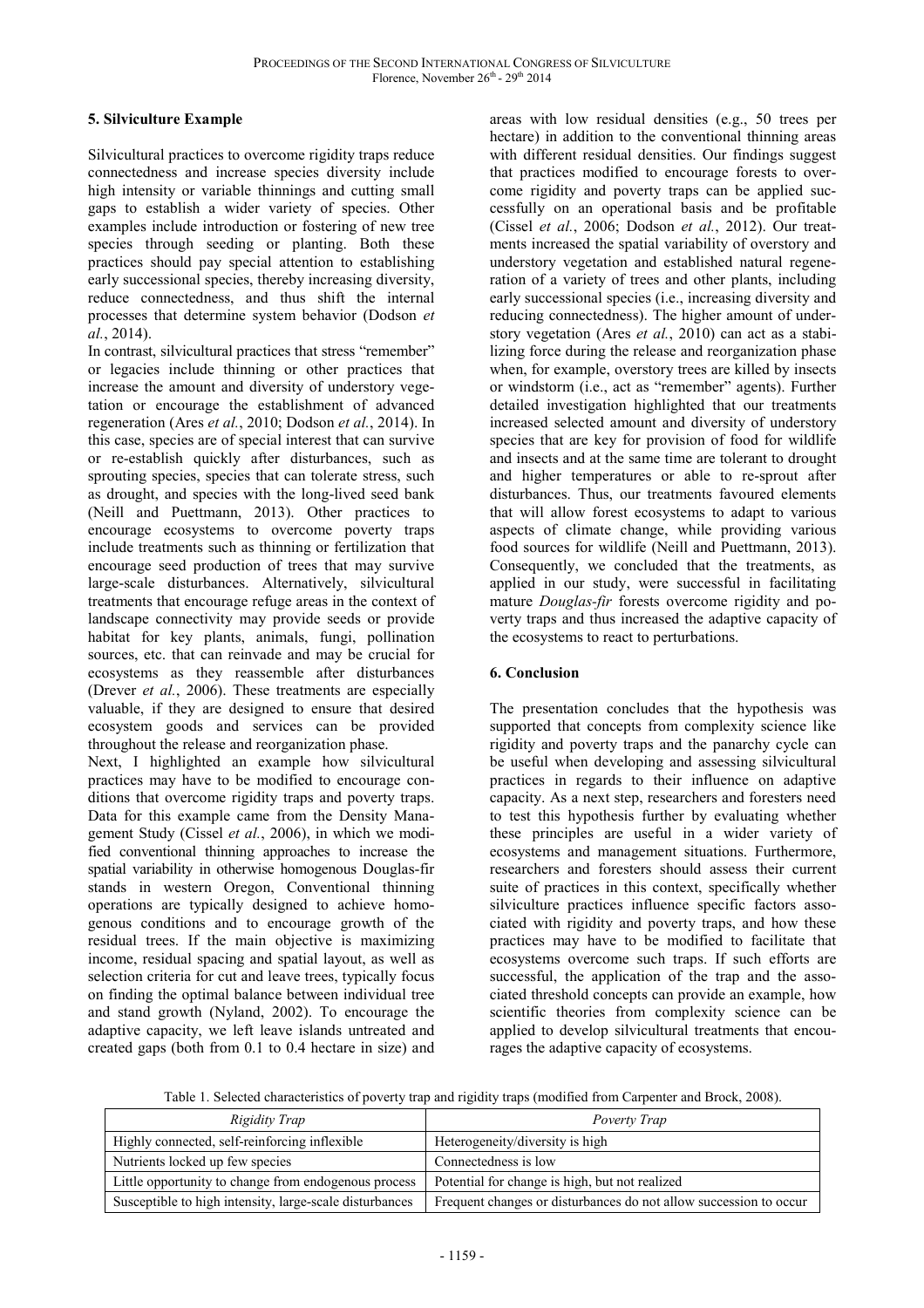## 5. Silviculture Example

Silvicultural practices to overcome rigidity traps reduce connectedness and increase species diversity include high intensity or variable thinnings and cutting small gaps to establish a wider variety of species. Other examples include introduction or fostering of new tree species through seeding or planting. Both these practices should pay special attention to establishing early successional species, thereby increasing diversity, reduce connectedness, and thus shift the internal processes that determine system behavior (Dodson *et al.*, 2014).

In contrast, silvicultural practices that stress "remember" or legacies include thinning or other practices that increase the amount and diversity of understory vegetation or encourage the establishment of advanced regeneration (Ares *et al.*, 2010; Dodson *et al.*, 2014). In this case, species are of special interest that can survive or re-establish quickly after disturbances, such as sprouting species, species that can tolerate stress, such as drought, and species with the long-lived seed bank (Neill and Puettmann, 2013). Other practices to encourage ecosystems to overcome poverty traps include treatments such as thinning or fertilization that encourage seed production of trees that may survive large-scale disturbances. Alternatively, silvicultural treatments that encourage refuge areas in the context of landscape connectivity may provide seeds or provide habitat for key plants, animals, fungi, pollination sources, etc. that can reinvade and may be crucial for ecosystems as they reassemble after disturbances (Drever *et al.*, 2006). These treatments are especially valuable, if they are designed to ensure that desired ecosystem goods and services can be provided throughout the release and reorganization phase.

Next, I highlighted an example how silvicultural practices may have to be modified to encourage conditions that overcome rigidity traps and poverty traps. Data for this example came from the Density Management Study (Cissel *et al.*, 2006), in which we modified conventional thinning approaches to increase the spatial variability in otherwise homogenous Douglas-fir stands in western Oregon, Conventional thinning operations are typically designed to achieve homogenous conditions and to encourage growth of the residual trees. If the main objective is maximizing income, residual spacing and spatial layout, as well as selection criteria for cut and leave trees, typically focus on finding the optimal balance between individual tree and stand growth (Nyland, 2002). To encourage the adaptive capacity, we left leave islands untreated and created gaps (both from 0.1 to 0.4 hectare in size) and areas with low residual densities (e.g., 50 trees per hectare) in addition to the conventional thinning areas with different residual densities. Our findings suggest that practices modified to encourage forests to overcome rigidity and poverty traps can be applied successfully on an operational basis and be profitable (Cissel *et al.*, 2006; Dodson *et al.*, 2012). Our treatments increased the spatial variability of overstory and understory vegetation and established natural regeneration of a variety of trees and other plants, including early successional species (i.e., increasing diversity and reducing connectedness). The higher amount of understory vegetation (Ares *et al.*, 2010) can act as a stabilizing force during the release and reorganization phase when, for example, overstory trees are killed by insects or windstorm (i.e., act as "remember" agents). Further detailed investigation highlighted that our treatments increased selected amount and diversity of understory species that are key for provision of food for wildlife and insects and at the same time are tolerant to drought and higher temperatures or able to re-sprout after disturbances. Thus, our treatments favoured elements that will allow forest ecosystems to adapt to various aspects of climate change, while providing various food sources for wildlife (Neill and Puettmann, 2013). Consequently, we concluded that the treatments, as applied in our study, were successful in facilitating mature *Douglas-fir* forests overcome rigidity and poverty traps and thus increased the adaptive capacity of the ecosystems to react to perturbations.

## 6. Conclusion

The presentation concludes that the hypothesis was supported that concepts from complexity science like rigidity and poverty traps and the panarchy cycle can be useful when developing and assessing silvicultural practices in regards to their influence on adaptive capacity. As a next step, researchers and foresters need to test this hypothesis further by evaluating whether these principles are useful in a wider variety of ecosystems and management situations. Furthermore, researchers and foresters should assess their current suite of practices in this context, specifically whether silviculture practices influence specific factors associated with rigidity and poverty traps, and how these practices may have to be modified to facilitate that ecosystems overcome such traps. If such efforts are successful, the application of the trap and the associated threshold concepts can provide an example, how scientific theories from complexity science can be applied to develop silvicultural treatments that encourages the adaptive capacity of ecosystems.

Table 1. Selected characteristics of poverty trap and rigidity traps (modified from Carpenter and Brock, 2008).

| *Rigidity Trap* | *Poverty Trap* |
|---|---|
| Highly connected, self-reinforcing inflexible | Heterogeneity/diversity is high |
| Nutrients locked up few species | Connectedness is low |
| Little opportunity to change from endogenous process | Potential for change is high, but not realized |
| Susceptible to high intensity, large-scale disturbances | Frequent changes or disturbances do not allow succession to occur |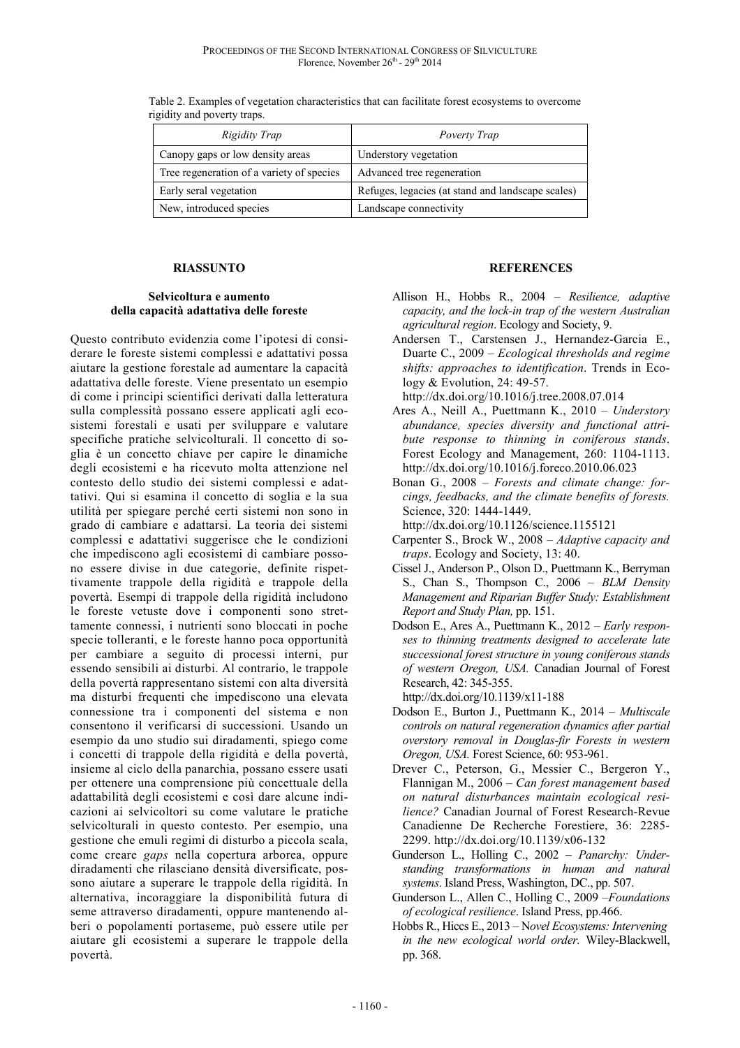Table 2. Examples of vegetation characteristics that can facilitate forest ecosystems to overcome rigidity and poverty traps.

| *Rigidity Trap* | *Poverty Trap* |
| --- | --- |
| Canopy gaps or low density areas | Understory vegetation |
| Tree regeneration of a variety of species | Advanced tree regeneration |
| Early seral vegetation | Refuges, legacies (at stand and landscape scales) |
| New, introduced species | Landscape connectivity |

## RIASSUNTO

### Selvicoltura e aumento della capacità adattativa delle foreste

Questo contributo evidenzia come l'ipotesi di considerare le foreste sistemi complessi e adattativi possa aiutare la gestione forestale ad aumentare la capacità adattativa delle foreste. Viene presentato un esempio di come i principi scientifici derivati dalla letteratura sulla complessità possano essere applicati agli ecosistemi forestali e usati per sviluppare e valutare specifiche pratiche selvicolturali. Il concetto di soglia è un concetto chiave per capire le dinamiche degli ecosistemi e ha ricevuto molta attenzione nel contesto dello studio dei sistemi complessi e adattativi. Qui si esamina il concetto di soglia e la sua utilità per spiegare perché certi sistemi non sono in grado di cambiare e adattarsi. La teoria dei sistemi complessi e adattativi suggerisce che le condizioni che impediscono agli ecosistemi di cambiare possono essere divise in due categorie, definite rispettivamente trappole della rigidità e trappole della povertà. Esempi di trappole della rigidità includono le foreste vetuste dove i componenti sono strettamente connessi, i nutrienti sono bloccati in poche specie tolleranti, e le foreste hanno poca opportunità per cambiare a seguito di processi interni, pur essendo sensibili ai disturbi. Al contrario, le trappole della povertà rappresentano sistemi con alta diversità ma disturbi frequenti che impediscono una elevata connessione tra i componenti del sistema e non consentono il verificarsi di successioni. Usando un esempio da uno studio sui diradamenti, spiego come i concetti di trappole della rigidità e della povertà, insieme al ciclo della panarchia, possano essere usati per ottenere una comprensione più concettuale della adattabilità degli ecosistemi e così dare alcune indicazioni ai selvicoltori su come valutare le pratiche selvicolturali in questo contesto. Per esempio, una gestione che emuli regimi di disturbo a piccola scala, come creare *gaps* nella copertura arborea, oppure diradamenti che rilasciano densità diversificate, possono aiutare a superare le trappole della rigidità. In alternativa, incoraggiare la disponibilità futura di seme attraverso diradamenti, oppure mantenendo alberi o popolamenti portaseme, può essere utile per aiutare gli ecosistemi a superare le trappole della povertà.

## REFERENCES

Allison H., Hobbs R., 2004 – *Resilience, adaptive capacity, and the lock-in trap of the western Australian agricultural region*. Ecology and Society, 9.

Andersen T., Carstensen J., Hernandez-Garcia E., Duarte C., 2009 – *Ecological thresholds and regime shifts: approaches to identification*. Trends in Ecology & Evolution, 24: 49-57. http://dx.doi.org/10.1016/j.tree.2008.07.014

Ares A., Neill A., Puettmann K., 2010 – *Understory abundance, species diversity and functional attribute response to thinning in coniferous stands*. Forest Ecology and Management, 260: 1104-1113. http://dx.doi.org/10.1016/j.foreco.2010.06.023

Bonan G., 2008 – *Forests and climate change: forcings, feedbacks, and the climate benefits of forests.* Science, 320: 1444-1449. http://dx.doi.org/10.1126/science.1155121

Carpenter S., Brock W., 2008 – *Adaptive capacity and traps*. Ecology and Society, 13: 40.

Cissel J., Anderson P., Olson D., Puettmann K., Berryman S., Chan S., Thompson C., 2006 – *BLM Density Management and Riparian Buffer Study: Establishment Report and Study Plan,* pp. 151.

Dodson E., Ares A., Puettmann K., 2012 – *Early responses to thinning treatments designed to accelerate late successional forest structure in young coniferous stands of western Oregon, USA.* Canadian Journal of Forest Research, 42: 345-355. http://dx.doi.org/10.1139/x11-188

Dodson E., Burton J., Puettmann K., 2014 – *Multiscale controls on natural regeneration dynamics after partial overstory removal in Douglas-fir Forests in western Oregon, USA.* Forest Science, 60: 953-961.

Drever C., Peterson, G., Messier C., Bergeron Y., Flannigan M., 2006 – *Can forest management based on natural disturbances maintain ecological resilience?* Canadian Journal of Forest Research-Revue Canadienne De Recherche Forestiere, 36: 2285-2299. http://dx.doi.org/10.1139/x06-132

Gunderson L., Holling C., 2002 – *Panarchy: Understanding transformations in human and natural systems*. Island Press, Washington, DC., pp. 507.

Gunderson L., Allen C., Holling C., 2009 –*Foundations of ecological resilience*. Island Press, pp.466.

Hobbs R., Hiccs E., 2013 – *Novel Ecosystems: Intervening in the new ecological world order.* Wiley-Blackwell, pp. 368.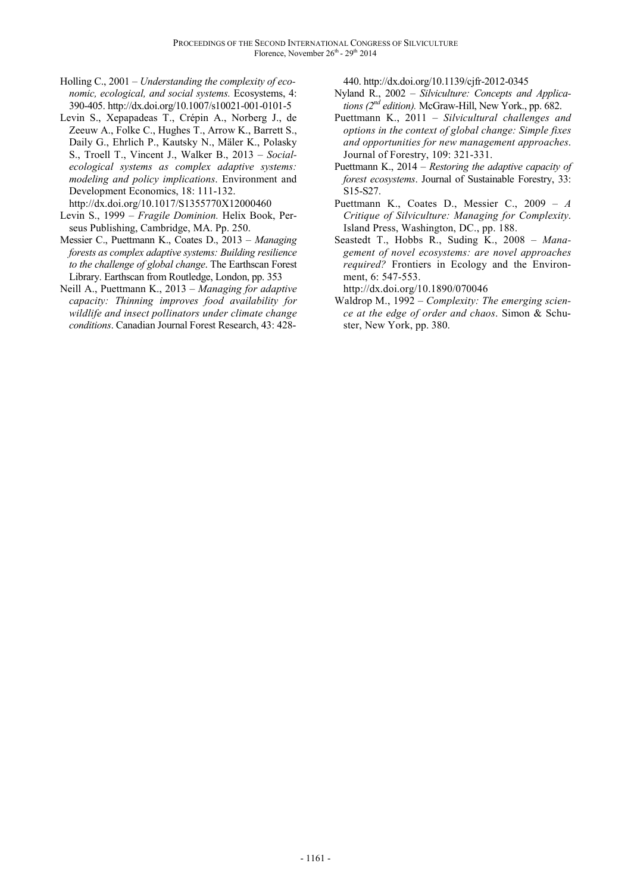Holling C., 2001 – *Understanding the complexity of economic, ecological, and social systems.* Ecosystems, 4: 390-405. http://dx.doi.org/10.1007/s10021-001-0101-5

Levin S., Xepapadeas T., Crépin A., Norberg J., de Zeeuw A., Folke C., Hughes T., Arrow K., Barrett S., Daily G., Ehrlich P., Kautsky N., Mäler K., Polasky S., Troell T., Vincent J., Walker B., 2013 – *Social-ecological systems as complex adaptive systems: modeling and policy implications*. Environment and Development Economics, 18: 111-132. http://dx.doi.org/10.1017/S1355770X12000460

Levin S., 1999 – *Fragile Dominion.* Helix Book, Perseus Publishing, Cambridge, MA. Pp. 250.

Messier C., Puettmann K., Coates D., 2013 – *Managing forests as complex adaptive systems: Building resilience to the challenge of global change*. The Earthscan Forest Library. Earthscan from Routledge, London, pp. 353

Neill A., Puettmann K., 2013 – *Managing for adaptive capacity: Thinning improves food availability for wildlife and insect pollinators under climate change conditions*. Canadian Journal Forest Research, 43: 428-440. http://dx.doi.org/10.1139/cjfr-2012-0345

Nyland R., 2002 – *Silviculture: Concepts and Applications (2nd edition).* McGraw-Hill, New York., pp. 682.

Puettmann K., 2011 – *Silvicultural challenges and options in the context of global change: Simple fixes and opportunities for new management approaches*. Journal of Forestry, 109: 321-331.

Puettmann K., 2014 – *Restoring the adaptive capacity of forest ecosystems*. Journal of Sustainable Forestry, 33: S15-S27.

Puettmann K., Coates D., Messier C., 2009 – *A Critique of Silviculture: Managing for Complexity*. Island Press, Washington, DC., pp. 188.

Seastedt T., Hobbs R., Suding K., 2008 – *Management of novel ecosystems: are novel approaches required?* Frontiers in Ecology and the Environment, 6: 547-553. http://dx.doi.org/10.1890/070046

Waldrop M., 1992 – *Complexity: The emerging science at the edge of order and chaos*. Simon & Schuster, New York, pp. 380.